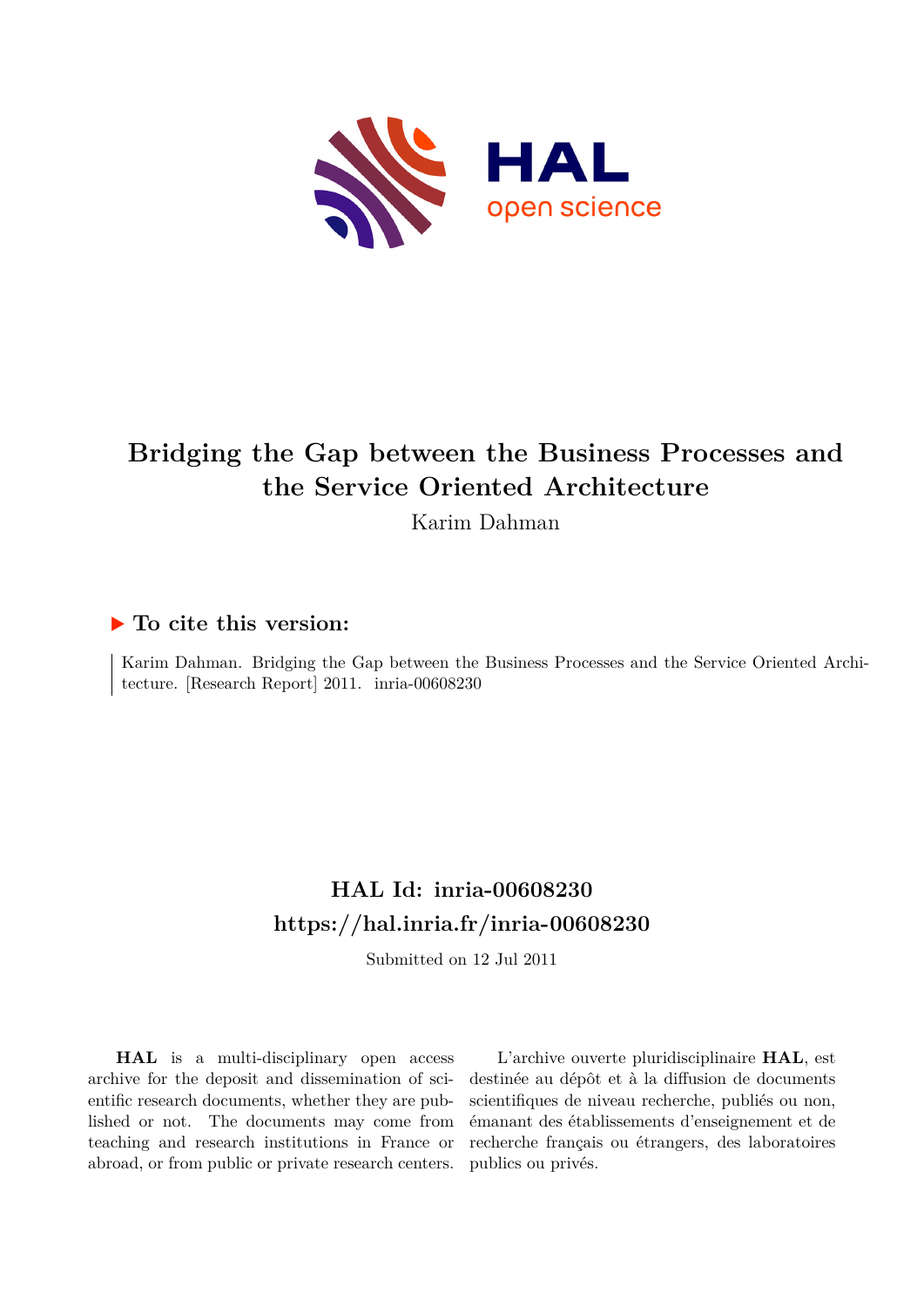# Bridging the Gap between the Business Processes and the Service Oriented Architecture

Karim Dahman

## ▶ To cite this version:

Karim Dahman. Bridging the Gap between the Business Processes and the Service Oriented Architecture. [Research Report] 2011. inria-00608230

## HAL Id: inria-00608230
## https://hal.inria.fr/inria-00608230

Submitted on 12 Jul 2011

**HAL** is a multi-disciplinary open access archive for the deposit and dissemination of scientific research documents, whether they are published or not. The documents may come from teaching and research institutions in France or abroad, or from public or private research centers.

L'archive ouverte pluridisciplinaire **HAL**, est destinée au dépôt et à la diffusion de documents scientifiques de niveau recherche, publiés ou non, émanant des établissements d'enseignement et de recherche français ou étrangers, des laboratoires publics ou privés.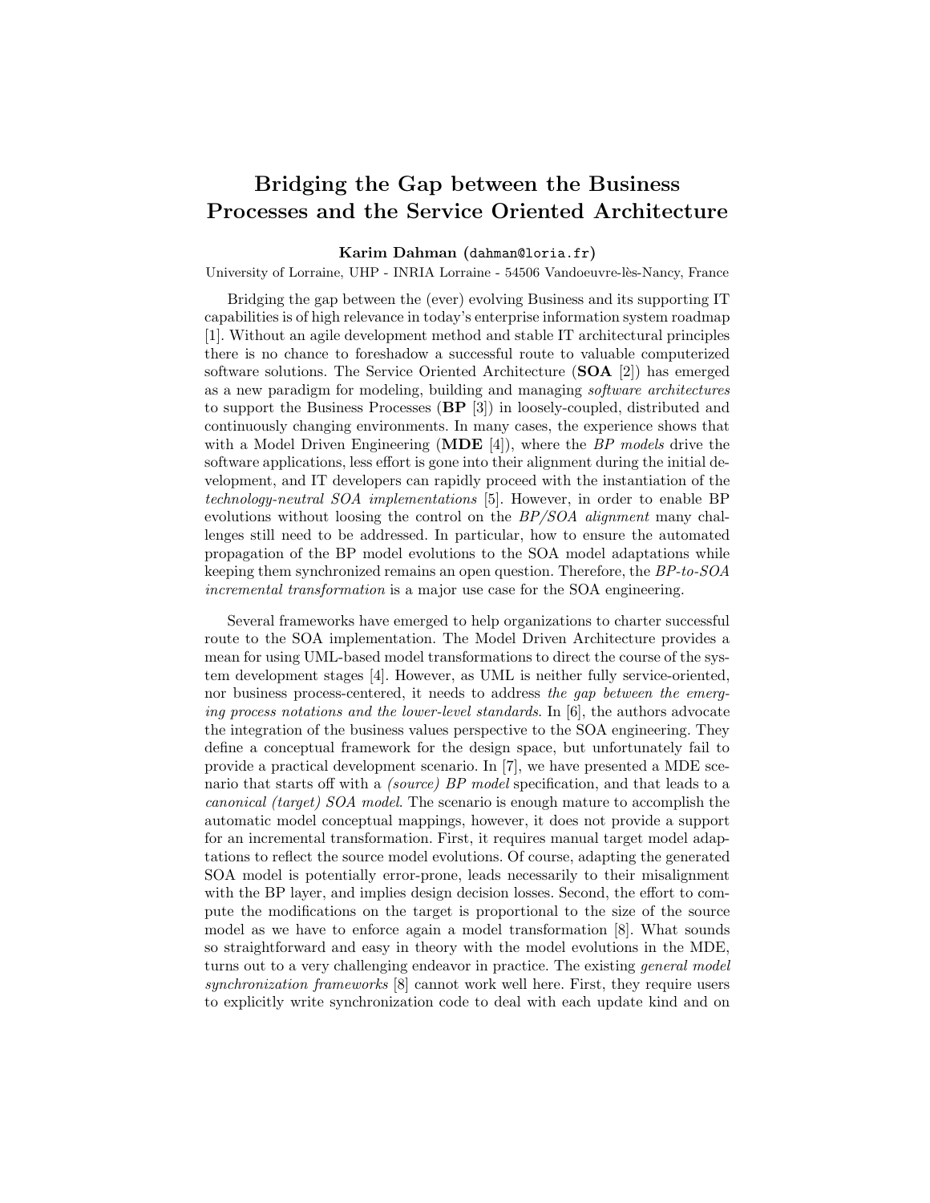# Bridging the Gap between the Business Processes and the Service Oriented Architecture

**Karim Dahman** (`dahman@loria.fr`)

University of Lorraine, UHP - INRIA Lorraine - 54506 Vandoeuvre-lès-Nancy, France

Bridging the gap between the (ever) evolving Business and its supporting IT capabilities is of high relevance in today's enterprise information system roadmap [1]. Without an agile development method and stable IT architectural principles there is no chance to foreshadow a successful route to valuable computerized software solutions. The Service Oriented Architecture (**SOA** [2]) has emerged as a new paradigm for modeling, building and managing *software architectures* to support the Business Processes (**BP** [3]) in loosely-coupled, distributed and continuously changing environments. In many cases, the experience shows that with a Model Driven Engineering (**MDE** [4]), where the *BP models* drive the software applications, less effort is gone into their alignment during the initial development, and IT developers can rapidly proceed with the instantiation of the *technology-neutral SOA implementations* [5]. However, in order to enable BP evolutions without loosing the control on the *BP/SOA alignment* many challenges still need to be addressed. In particular, how to ensure the automated propagation of the BP model evolutions to the SOA model adaptations while keeping them synchronized remains an open question. Therefore, the *BP-to-SOA incremental transformation* is a major use case for the SOA engineering.

Several frameworks have emerged to help organizations to charter successful route to the SOA implementation. The Model Driven Architecture provides a mean for using UML-based model transformations to direct the course of the system development stages [4]. However, as UML is neither fully service-oriented, nor business process-centered, it needs to address *the gap between the emerging process notations and the lower-level standards*. In [6], the authors advocate the integration of the business values perspective to the SOA engineering. They define a conceptual framework for the design space, but unfortunately fail to provide a practical development scenario. In [7], we have presented a MDE scenario that starts off with a *(source) BP model* specification, and that leads to a *canonical (target) SOA model*. The scenario is enough mature to accomplish the automatic model conceptual mappings, however, it does not provide a support for an incremental transformation. First, it requires manual target model adaptations to reflect the source model evolutions. Of course, adapting the generated SOA model is potentially error-prone, leads necessarily to their misalignment with the BP layer, and implies design decision losses. Second, the effort to compute the modifications on the target is proportional to the size of the source model as we have to enforce again a model transformation [8]. What sounds so straightforward and easy in theory with the model evolutions in the MDE, turns out to a very challenging endeavor in practice. The existing *general model synchronization frameworks* [8] cannot work well here. First, they require users to explicitly write synchronization code to deal with each update kind and on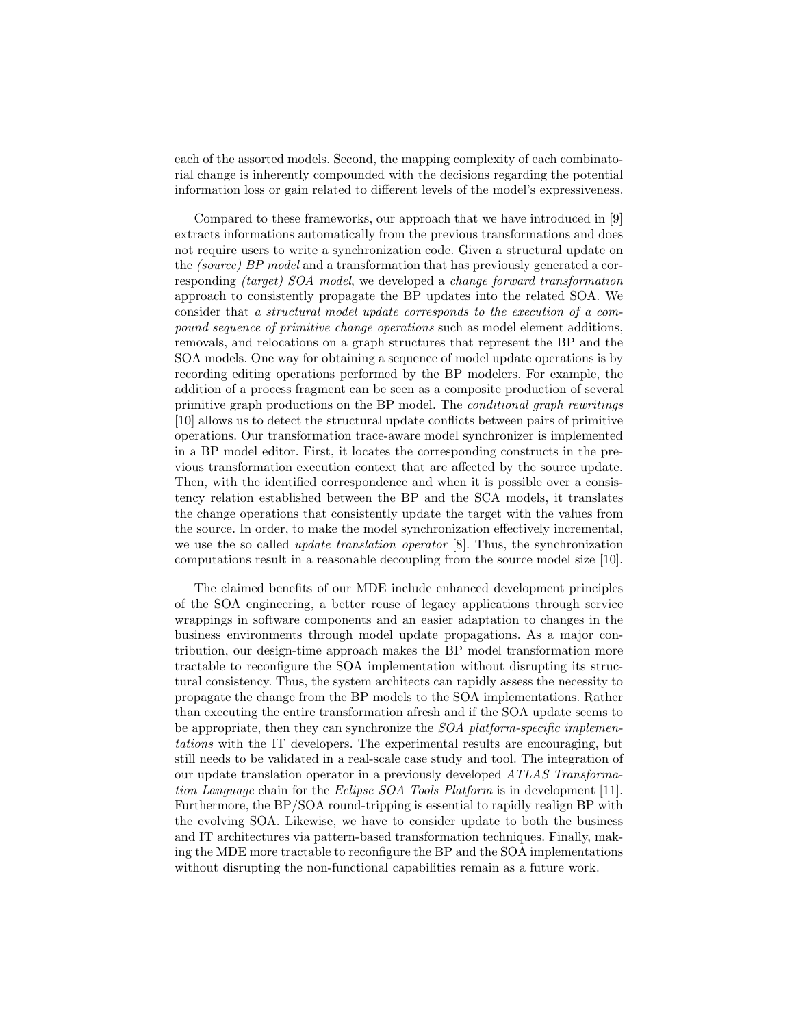each of the assorted models. Second, the mapping complexity of each combinatorial change is inherently compounded with the decisions regarding the potential information loss or gain related to different levels of the model's expressiveness.

Compared to these frameworks, our approach that we have introduced in [9] extracts informations automatically from the previous transformations and does not require users to write a synchronization code. Given a structural update on the *(source) BP model* and a transformation that has previously generated a corresponding *(target) SOA model*, we developed a *change forward transformation* approach to consistently propagate the BP updates into the related SOA. We consider that *a structural model update corresponds to the execution of a compound sequence of primitive change operations* such as model element additions, removals, and relocations on a graph structures that represent the BP and the SOA models. One way for obtaining a sequence of model update operations is by recording editing operations performed by the BP modelers. For example, the addition of a process fragment can be seen as a composite production of several primitive graph productions on the BP model. The *conditional graph rewritings* [10] allows us to detect the structural update conflicts between pairs of primitive operations. Our transformation trace-aware model synchronizer is implemented in a BP model editor. First, it locates the corresponding constructs in the previous transformation execution context that are affected by the source update. Then, with the identified correspondence and when it is possible over a consistency relation established between the BP and the SCA models, it translates the change operations that consistently update the target with the values from the source. In order, to make the model synchronization effectively incremental, we use the so called *update translation operator* [8]. Thus, the synchronization computations result in a reasonable decoupling from the source model size [10].

The claimed benefits of our MDE include enhanced development principles of the SOA engineering, a better reuse of legacy applications through service wrappings in software components and an easier adaptation to changes in the business environments through model update propagations. As a major contribution, our design-time approach makes the BP model transformation more tractable to reconfigure the SOA implementation without disrupting its structural consistency. Thus, the system architects can rapidly assess the necessity to propagate the change from the BP models to the SOA implementations. Rather than executing the entire transformation afresh and if the SOA update seems to be appropriate, then they can synchronize the *SOA platform-specific implementations* with the IT developers. The experimental results are encouraging, but still needs to be validated in a real-scale case study and tool. The integration of our update translation operator in a previously developed *ATLAS Transformation Language* chain for the *Eclipse SOA Tools Platform* is in development [11]. Furthermore, the BP/SOA round-tripping is essential to rapidly realign BP with the evolving SOA. Likewise, we have to consider update to both the business and IT architectures via pattern-based transformation techniques. Finally, making the MDE more tractable to reconfigure the BP and the SOA implementations without disrupting the non-functional capabilities remain as a future work.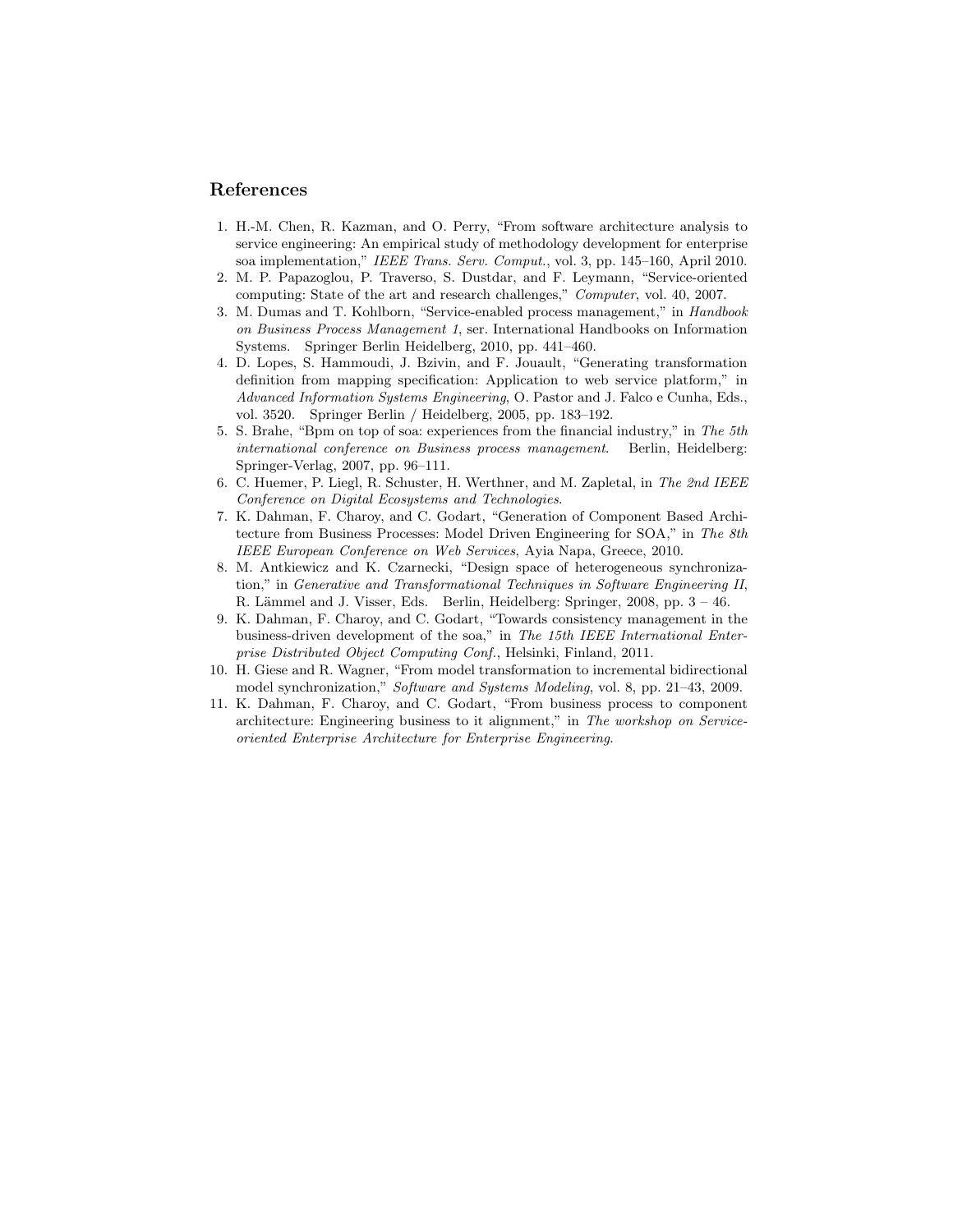## References

1. H.-M. Chen, R. Kazman, and O. Perry, "From software architecture analysis to service engineering: An empirical study of methodology development for enterprise soa implementation," *IEEE Trans. Serv. Comput.*, vol. 3, pp. 145–160, April 2010.
2. M. P. Papazoglou, P. Traverso, S. Dustdar, and F. Leymann, "Service-oriented computing: State of the art and research challenges," *Computer*, vol. 40, 2007.
3. M. Dumas and T. Kohlborn, "Service-enabled process management," in *Handbook on Business Process Management 1*, ser. International Handbooks on Information Systems. Springer Berlin Heidelberg, 2010, pp. 441–460.
4. D. Lopes, S. Hammoudi, J. Bzivin, and F. Jouault, "Generating transformation definition from mapping specification: Application to web service platform," in *Advanced Information Systems Engineering*, O. Pastor and J. Falco e Cunha, Eds., vol. 3520. Springer Berlin / Heidelberg, 2005, pp. 183–192.
5. S. Brahe, "Bpm on top of soa: experiences from the financial industry," in *The 5th international conference on Business process management*. Berlin, Heidelberg: Springer-Verlag, 2007, pp. 96–111.
6. C. Huemer, P. Liegl, R. Schuster, H. Werthner, and M. Zapletal, in *The 2nd IEEE Conference on Digital Ecosystems and Technologies*.
7. K. Dahman, F. Charoy, and C. Godart, "Generation of Component Based Architecture from Business Processes: Model Driven Engineering for SOA," in *The 8th IEEE European Conference on Web Services*, Ayia Napa, Greece, 2010.
8. M. Antkiewicz and K. Czarnecki, "Design space of heterogeneous synchronization," in *Generative and Transformational Techniques in Software Engineering II*, R. Lämmel and J. Visser, Eds. Berlin, Heidelberg: Springer, 2008, pp. 3 – 46.
9. K. Dahman, F. Charoy, and C. Godart, "Towards consistency management in the business-driven development of the soa," in *The 15th IEEE International Enterprise Distributed Object Computing Conf.*, Helsinki, Finland, 2011.
10. H. Giese and R. Wagner, "From model transformation to incremental bidirectional model synchronization," *Software and Systems Modeling*, vol. 8, pp. 21–43, 2009.
11. K. Dahman, F. Charoy, and C. Godart, "From business process to component architecture: Engineering business to it alignment," in *The workshop on Service-oriented Enterprise Architecture for Enterprise Engineering*.